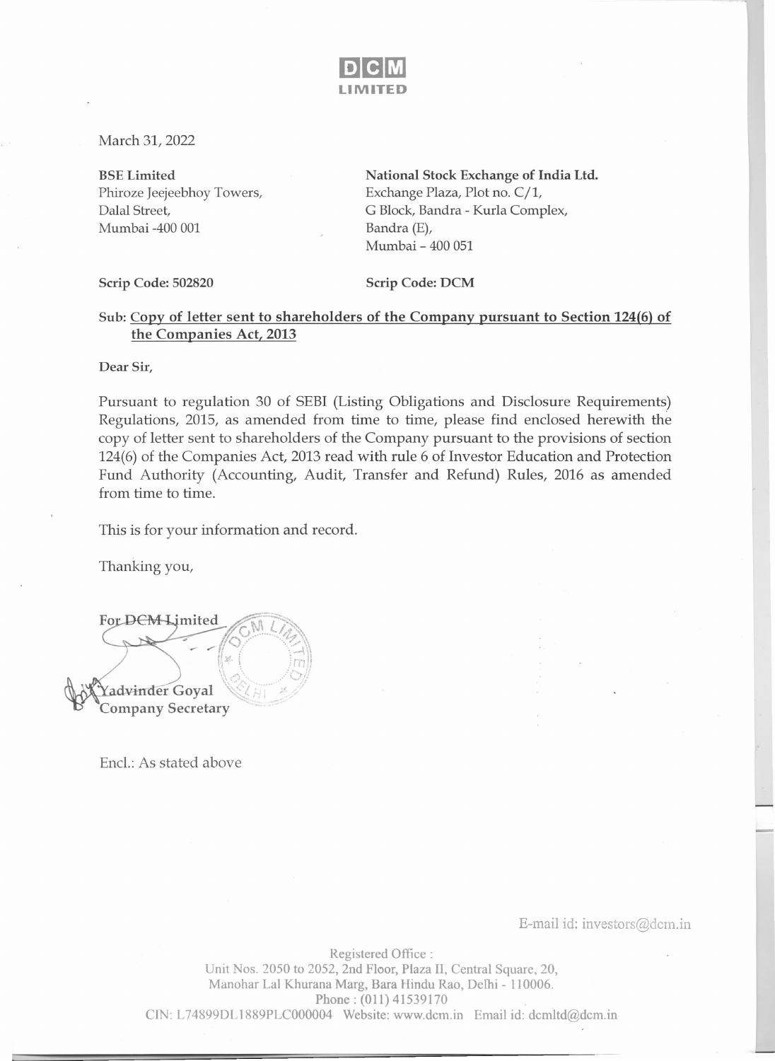**DCM LIMITED**

March 31, 2022

**BSE Limited**
Phiroze Jeejeebhoy Towers,
Dalal Street,
Mumbai -400 001

**National Stock Exchange of India Ltd.**
Exchange Plaza, Plot no. C/1,
G Block, Bandra - Kurla Complex,
Bandra (E),
Mumbai – 400 051

**Scrip Code: 502820**

**Scrip Code: DCM**

**Sub: Copy of letter sent to shareholders of the Company pursuant to Section 124(6) of the Companies Act, 2013**

**Dear Sir,**

Pursuant to regulation 30 of SEBI (Listing Obligations and Disclosure Requirements) Regulations, 2015, as amended from time to time, please find enclosed herewith the copy of letter sent to shareholders of the Company pursuant to the provisions of section 124(6) of the Companies Act, 2013 read with rule 6 of Investor Education and Protection Fund Authority (Accounting, Audit, Transfer and Refund) Rules, 2016 as amended from time to time.

This is for your information and record.

Thanking you,

**For DCM Limited**

**Yadvinder Goyal**
**Company Secretary**

Encl.: As stated above

E-mail id: investors@dcm.in

Registered Office :
Unit Nos. 2050 to 2052, 2nd Floor, Plaza II, Central Square, 20,
Manohar Lal Khurana Marg, Bara Hindu Rao, Delhi - 110006.
Phone : (011) 41539170
CIN: L74899DL1889PLC000004 Website: www.dcm.in Email id: dcmltd@dcm.in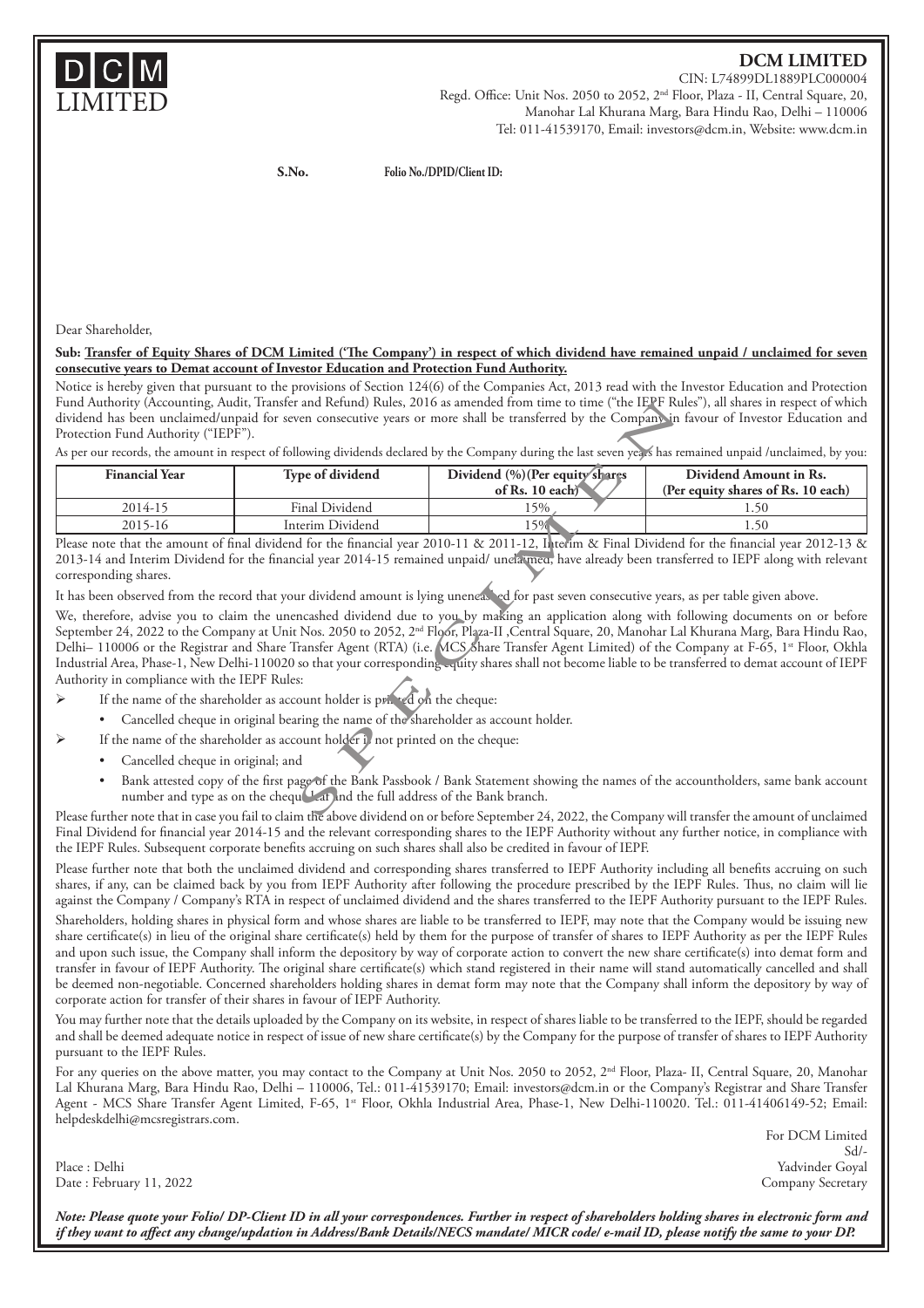# DCM LIMITED

CIN: L74899DL1889PLC000004
Regd. Office: Unit Nos. 2050 to 2052, 2nd Floor, Plaza - II, Central Square, 20, Manohar Lal Khurana Marg, Bara Hindu Rao, Delhi – 110006
Tel: 011-41539170, Email: investors@dcm.in, Website: www.dcm.in

**S.No.** **Folio No./DPID/Client ID:**

Dear Shareholder,

**Sub: Transfer of Equity Shares of DCM Limited ('The Company') in respect of which dividend have remained unpaid / unclaimed for seven consecutive years to Demat account of Investor Education and Protection Fund Authority.**

Notice is hereby given that pursuant to the provisions of Section 124(6) of the Companies Act, 2013 read with the Investor Education and Protection Fund Authority (Accounting, Audit, Transfer and Refund) Rules, 2016 as amended from time to time ("the IEPF Rules"), all shares in respect of which dividend has been unclaimed/unpaid for seven consecutive years or more shall be transferred by the Company in favour of Investor Education and Protection Fund Authority ("IEPF").

As per our records, the amount in respect of following dividends declared by the Company during the last seven years has remained unpaid /unclaimed, by you:

| Financial Year | Type of dividend | Dividend (%)(Per equity shares of Rs. 10 each) | Dividend Amount in Rs. (Per equity shares of Rs. 10 each) |
|---|---|---|---|
| 2014-15 | Final Dividend | 15% | 1.50 |
| 2015-16 | Interim Dividend | 15% | 1.50 |

Please note that the amount of final dividend for the financial year 2010-11 & 2011-12, Interim & Final Dividend for the financial year 2012-13 & 2013-14 and Interim Dividend for the financial year 2014-15 remained unpaid/ unclaimed, have already been transferred to IEPF along with relevant corresponding shares.

It has been observed from the record that your dividend amount is lying unencashed for past seven consecutive years, as per table given above.

We, therefore, advise you to claim the unencashed dividend due to you by making an application along with following documents on or before September 24, 2022 to the Company at Unit Nos. 2050 to 2052, 2nd Floor, Plaza-II ,Central Square, 20, Manohar Lal Khurana Marg, Bara Hindu Rao, Delhi– 110006 or the Registrar and Share Transfer Agent (RTA) (i.e. MCS Share Transfer Agent Limited) of the Company at F-65, 1st Floor, Okhla Industrial Area, Phase-1, New Delhi-110020 so that your corresponding equity shares shall not become liable to be transferred to demat account of IEPF Authority in compliance with the IEPF Rules:

- If the name of the shareholder as account holder is printed on the cheque:
  - Cancelled cheque in original bearing the name of the shareholder as account holder.
- If the name of the shareholder as account holder is not printed on the cheque:
  - Cancelled cheque in original; and
  - Bank attested copy of the first page of the Bank Passbook / Bank Statement showing the names of the accountholders, same bank account number and type as on the cheque leaf and the full address of the Bank branch.

Please further note that in case you fail to claim the above dividend on or before September 24, 2022, the Company will transfer the amount of unclaimed Final Dividend for financial year 2014-15 and the relevant corresponding shares to the IEPF Authority without any further notice, in compliance with the IEPF Rules. Subsequent corporate benefits accruing on such shares shall also be credited in favour of IEPF.

Please further note that both the unclaimed dividend and corresponding shares transferred to IEPF Authority including all benefits accruing on such shares, if any, can be claimed back by you from IEPF Authority after following the procedure prescribed by the IEPF Rules. Thus, no claim will lie against the Company / Company's RTA in respect of unclaimed dividend and the shares transferred to the IEPF Authority pursuant to the IEPF Rules.

Shareholders, holding shares in physical form and whose shares are liable to be transferred to IEPF, may note that the Company would be issuing new share certificate(s) in lieu of the original share certificate(s) held by them for the purpose of transfer of shares to IEPF Authority as per the IEPF Rules and upon such issue, the Company shall inform the depository by way of corporate action to convert the new share certificate(s) into demat form and transfer in favour of IEPF Authority. The original share certificate(s) which stand registered in their name will stand automatically cancelled and shall be deemed non-negotiable. Concerned shareholders holding shares in demat form may note that the Company shall inform the depository by way of corporate action for transfer of their shares in favour of IEPF Authority.

You may further note that the details uploaded by the Company on its website, in respect of shares liable to be transferred to the IEPF, should be regarded and shall be deemed adequate notice in respect of issue of new share certificate(s) by the Company for the purpose of transfer of shares to IEPF Authority pursuant to the IEPF Rules.

For any queries on the above matter, you may contact to the Company at Unit Nos. 2050 to 2052, 2nd Floor, Plaza- II, Central Square, 20, Manohar Lal Khurana Marg, Bara Hindu Rao, Delhi – 110006, Tel.: 011-41539170; Email: investors@dcm.in or the Company's Registrar and Share Transfer Agent - MCS Share Transfer Agent Limited, F-65, 1st Floor, Okhla Industrial Area, Phase-1, New Delhi-110020. Tel.: 011-41406149-52; Email: helpdeskdelhi@mcsregistrars.com.

For DCM Limited
Sd/-
Yadvinder Goyal
Company Secretary

Place : Delhi
Date : February 11, 2022

***Note: Please quote your Folio/ DP-Client ID in all your correspondences. Further in respect of shareholders holding shares in electronic form and if they want to affect any change/updation in Address/Bank Details/NECS mandate/ MICR code/ e-mail ID, please notify the same to your DP.***